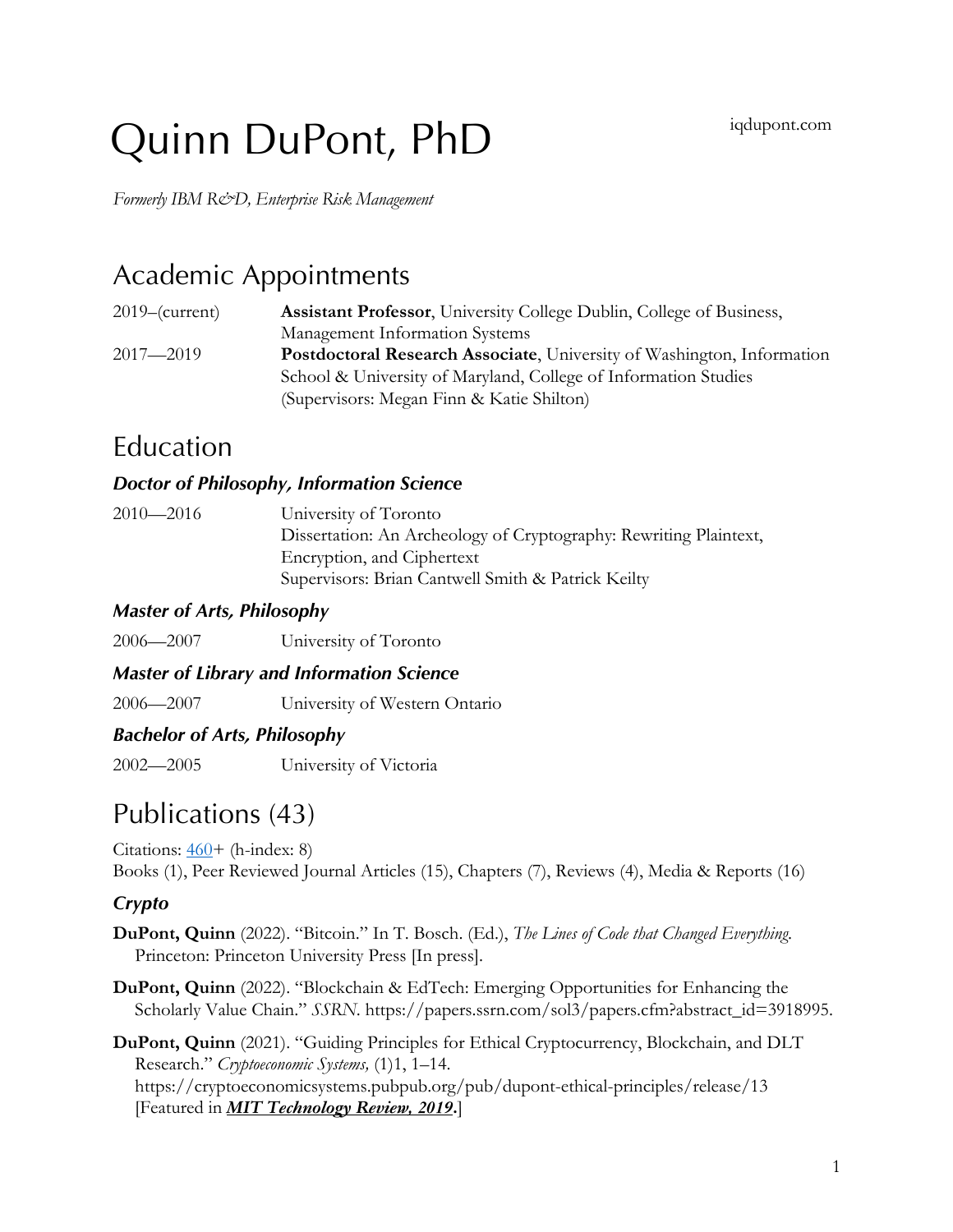# Quinn DuPont, PhD

iqdupont.com

*Formerly IBM R&D, Enterprise Risk Management*

## Academic Appointments

| | |
|---|---|
| 2019–(current) | **Assistant Professor**, University College Dublin, College of Business, Management Information Systems |
| 2017—2019 | **Postdoctoral Research Associate**, University of Washington, Information School & University of Maryland, College of Information Studies (Supervisors: Megan Finn & Katie Shilton) |

## Education

### *Doctor of Philosophy, Information Science*

| | |
|---|---|
| 2010—2016 | University of Toronto<br>Dissertation: An Archeology of Cryptography: Rewriting Plaintext, Encryption, and Ciphertext<br>Supervisors: Brian Cantwell Smith & Patrick Keilty |

### *Master of Arts, Philosophy*

| | |
|---|---|
| 2006—2007 | University of Toronto |

### *Master of Library and Information Science*

| | |
|---|---|
| 2006—2007 | University of Western Ontario |

### *Bachelor of Arts, Philosophy*

| | |
|---|---|
| 2002—2005 | University of Victoria |

## Publications (43)

Citations: 460+ (h-index: 8)
Books (1), Peer Reviewed Journal Articles (15), Chapters (7), Reviews (4), Media & Reports (16)

### *Crypto*

**DuPont, Quinn** (2022). "Bitcoin." In T. Bosch. (Ed.), *The Lines of Code that Changed Everything*. Princeton: Princeton University Press [In press].

**DuPont, Quinn** (2022). "Blockchain & EdTech: Emerging Opportunities for Enhancing the Scholarly Value Chain." *SSRN*. https://papers.ssrn.com/sol3/papers.cfm?abstract_id=3918995.

**DuPont, Quinn** (2021). "Guiding Principles for Ethical Cryptocurrency, Blockchain, and DLT Research." *Cryptoeconomic Systems,* (1)1, 1–14. https://cryptoeconomicsystems.pubpub.org/pub/dupont-ethical-principles/release/13 [Featured in ***MIT Technology Review, 2019***.]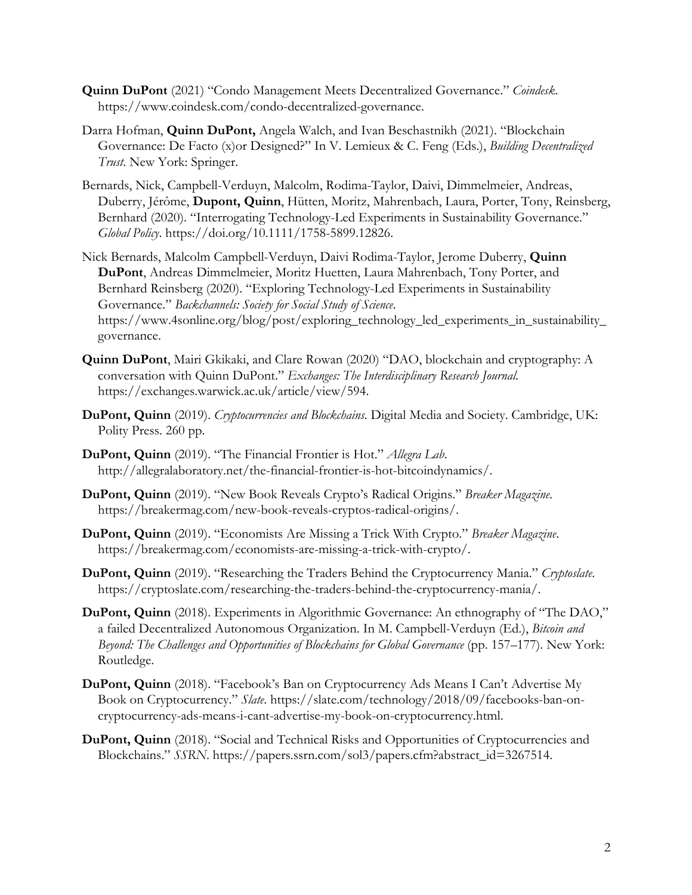**Quinn DuPont** (2021) "Condo Management Meets Decentralized Governance." *Coindesk*. https://www.coindesk.com/condo-decentralized-governance.

Darra Hofman, **Quinn DuPont,** Angela Walch, and Ivan Beschastnikh (2021). "Blockchain Governance: De Facto (x)or Designed?" In V. Lemieux & C. Feng (Eds.), *Building Decentralized Trust*. New York: Springer.

Bernards, Nick, Campbell-Verduyn, Malcolm, Rodima-Taylor, Daivi, Dimmelmeier, Andreas, Duberry, Jérôme, **Dupont, Quinn**, Hütten, Moritz, Mahrenbach, Laura, Porter, Tony, Reinsberg, Bernhard (2020). "Interrogating Technology-Led Experiments in Sustainability Governance." *Global Policy*. https://doi.org/10.1111/1758-5899.12826.

Nick Bernards, Malcolm Campbell-Verduyn, Daivi Rodima-Taylor, Jerome Duberry, **Quinn DuPont**, Andreas Dimmelmeier, Moritz Huetten, Laura Mahrenbach, Tony Porter, and Bernhard Reinsberg (2020). "Exploring Technology-Led Experiments in Sustainability Governance." *Backchannels: Society for Social Study of Science*. https://www.4sonline.org/blog/post/exploring_technology_led_experiments_in_sustainability_governance.

**Quinn DuPont**, Mairi Gkikaki, and Clare Rowan (2020) "DAO, blockchain and cryptography: A conversation with Quinn DuPont." *Exchanges: The Interdisciplinary Research Journal*. https://exchanges.warwick.ac.uk/article/view/594.

**DuPont, Quinn** (2019). *Cryptocurrencies and Blockchains*. Digital Media and Society. Cambridge, UK: Polity Press. 260 pp.

**DuPont, Quinn** (2019). "The Financial Frontier is Hot." *Allegra Lab*. http://allegralaboratory.net/the-financial-frontier-is-hot-bitcoindynamics/.

**DuPont, Quinn** (2019). "New Book Reveals Crypto's Radical Origins." *Breaker Magazine*. https://breakermag.com/new-book-reveals-cryptos-radical-origins/.

**DuPont, Quinn** (2019). "Economists Are Missing a Trick With Crypto." *Breaker Magazine*. https://breakermag.com/economists-are-missing-a-trick-with-crypto/.

**DuPont, Quinn** (2019). "Researching the Traders Behind the Cryptocurrency Mania." *Cryptoslate*. https://cryptoslate.com/researching-the-traders-behind-the-cryptocurrency-mania/.

**DuPont, Quinn** (2018). Experiments in Algorithmic Governance: An ethnography of "The DAO," a failed Decentralized Autonomous Organization. In M. Campbell-Verduyn (Ed.), *Bitcoin and Beyond: The Challenges and Opportunities of Blockchains for Global Governance* (pp. 157–177). New York: Routledge.

**DuPont, Quinn** (2018). "Facebook's Ban on Cryptocurrency Ads Means I Can't Advertise My Book on Cryptocurrency." *Slate*. https://slate.com/technology/2018/09/facebooks-ban-on-cryptocurrency-ads-means-i-cant-advertise-my-book-on-cryptocurrency.html.

**DuPont, Quinn** (2018). "Social and Technical Risks and Opportunities of Cryptocurrencies and Blockchains." *SSRN*. https://papers.ssrn.com/sol3/papers.cfm?abstract_id=3267514.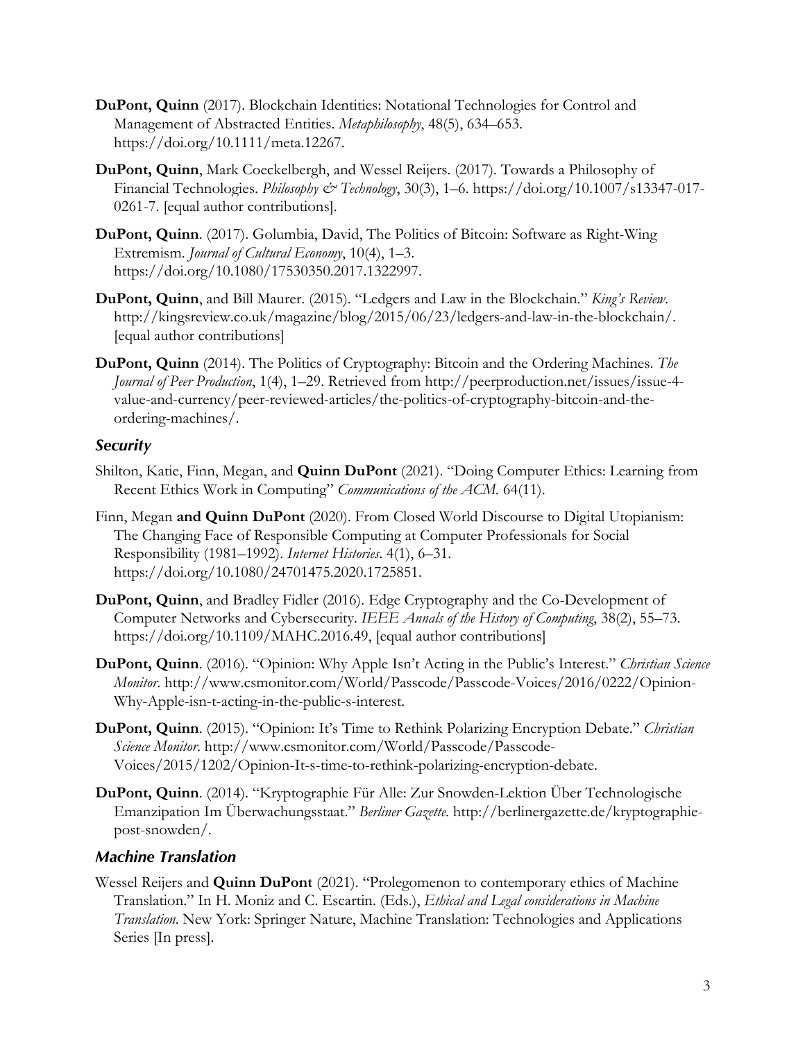**DuPont, Quinn** (2017). Blockchain Identities: Notational Technologies for Control and Management of Abstracted Entities. *Metaphilosophy*, 48(5), 634–653. https://doi.org/10.1111/meta.12267.

**DuPont, Quinn**, Mark Coeckelbergh, and Wessel Reijers. (2017). Towards a Philosophy of Financial Technologies. *Philosophy & Technology*, 30(3), 1–6. https://doi.org/10.1007/s13347-017-0261-7. [equal author contributions].

**DuPont, Quinn**. (2017). Golumbia, David, The Politics of Bitcoin: Software as Right-Wing Extremism. *Journal of Cultural Economy*, 10(4), 1–3. https://doi.org/10.1080/17530350.2017.1322997.

**DuPont, Quinn**, and Bill Maurer. (2015). "Ledgers and Law in the Blockchain." *King's Review*. http://kingsreview.co.uk/magazine/blog/2015/06/23/ledgers-and-law-in-the-blockchain/. [equal author contributions]

**DuPont, Quinn** (2014). The Politics of Cryptography: Bitcoin and the Ordering Machines. *The Journal of Peer Production*, 1(4), 1–29. Retrieved from http://peerproduction.net/issues/issue-4-value-and-currency/peer-reviewed-articles/the-politics-of-cryptography-bitcoin-and-the-ordering-machines/.

### *Security*

Shilton, Katie, Finn, Megan, and **Quinn DuPont** (2021). "Doing Computer Ethics: Learning from Recent Ethics Work in Computing" *Communications of the ACM*. 64(11).

Finn, Megan **and Quinn DuPont** (2020). From Closed World Discourse to Digital Utopianism: The Changing Face of Responsible Computing at Computer Professionals for Social Responsibility (1981–1992). *Internet Histories*. 4(1), 6–31. https://doi.org/10.1080/24701475.2020.1725851.

**DuPont, Quinn**, and Bradley Fidler (2016). Edge Cryptography and the Co-Development of Computer Networks and Cybersecurity. *IEEE Annals of the History of Computing*, 38(2), 55–73. https://doi.org/10.1109/MAHC.2016.49, [equal author contributions]

**DuPont, Quinn**. (2016). "Opinion: Why Apple Isn't Acting in the Public's Interest." *Christian Science Monitor*. http://www.csmonitor.com/World/Passcode/Passcode-Voices/2016/0222/Opinion-Why-Apple-isn-t-acting-in-the-public-s-interest.

**DuPont, Quinn**. (2015). "Opinion: It's Time to Rethink Polarizing Encryption Debate." *Christian Science Monitor*. http://www.csmonitor.com/World/Passcode/Passcode-Voices/2015/1202/Opinion-It-s-time-to-rethink-polarizing-encryption-debate.

**DuPont, Quinn**. (2014). "Kryptographie Für Alle: Zur Snowden-Lektion Über Technologische Emanzipation Im Überwachungsstaat." *Berliner Gazette*. http://berlinergazette.de/kryptographie-post-snowden/.

### *Machine Translation*

Wessel Reijers and **Quinn DuPont** (2021). "Prolegomenon to contemporary ethics of Machine Translation." In H. Moniz and C. Escartin. (Eds.), *Ethical and Legal considerations in Machine Translation*. New York: Springer Nature, Machine Translation: Technologies and Applications Series [In press].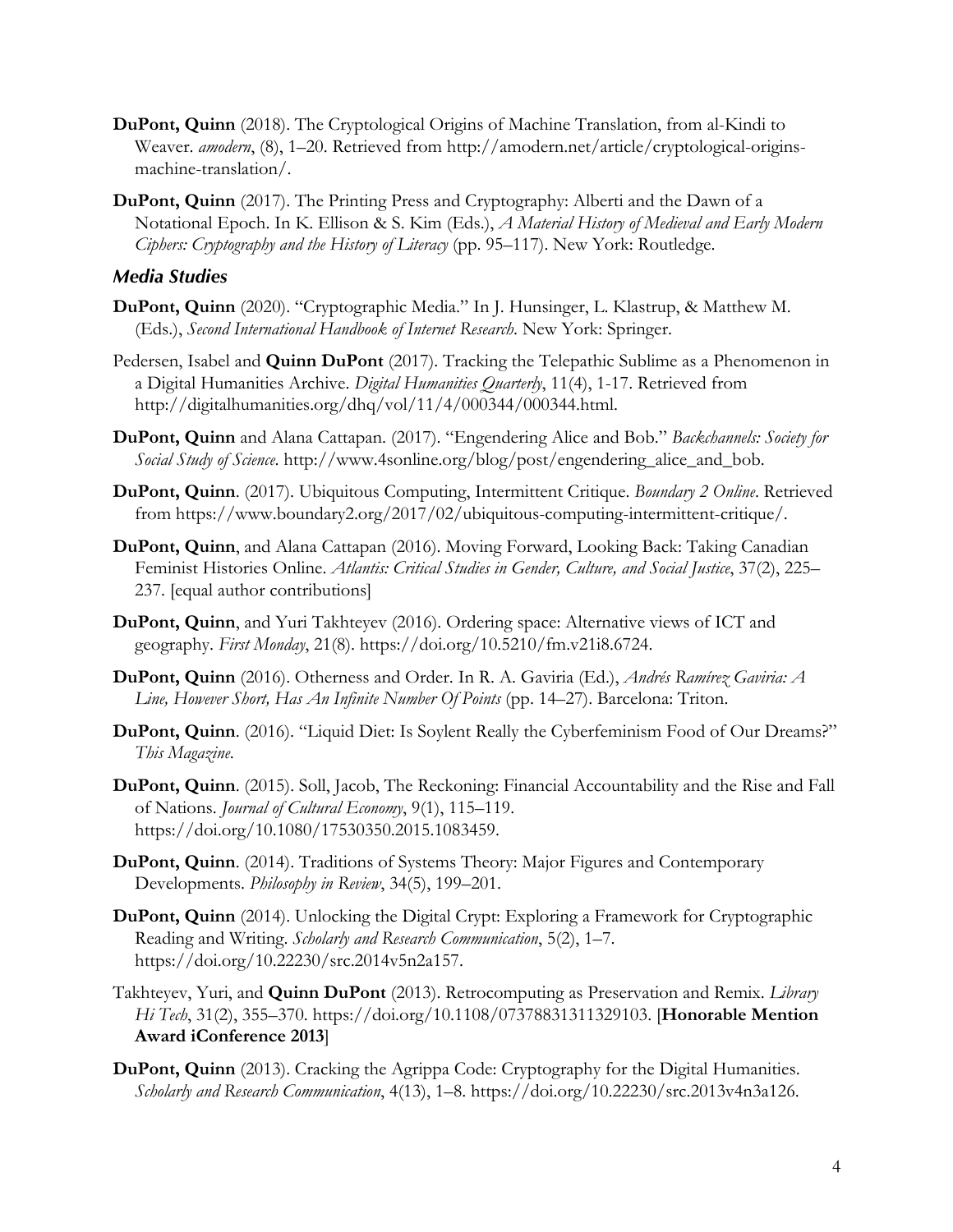**DuPont, Quinn** (2018). The Cryptological Origins of Machine Translation, from al-Kindi to Weaver. *amodern*, (8), 1–20. Retrieved from http://amodern.net/article/cryptological-origins-machine-translation/.

**DuPont, Quinn** (2017). The Printing Press and Cryptography: Alberti and the Dawn of a Notational Epoch. In K. Ellison & S. Kim (Eds.), *A Material History of Medieval and Early Modern Ciphers: Cryptography and the History of Literacy* (pp. 95–117). New York: Routledge.

### *Media Studies*

**DuPont, Quinn** (2020). "Cryptographic Media." In J. Hunsinger, L. Klastrup, & Matthew M. (Eds.), *Second International Handbook of Internet Research*. New York: Springer.

Pedersen, Isabel and **Quinn DuPont** (2017). Tracking the Telepathic Sublime as a Phenomenon in a Digital Humanities Archive. *Digital Humanities Quarterly*, 11(4), 1-17. Retrieved from http://digitalhumanities.org/dhq/vol/11/4/000344/000344.html.

**DuPont, Quinn** and Alana Cattapan. (2017). "Engendering Alice and Bob." *Backchannels: Society for Social Study of Science*. http://www.4sonline.org/blog/post/engendering_alice_and_bob.

**DuPont, Quinn**. (2017). Ubiquitous Computing, Intermittent Critique. *Boundary 2 Online*. Retrieved from https://www.boundary2.org/2017/02/ubiquitous-computing-intermittent-critique/.

**DuPont, Quinn**, and Alana Cattapan (2016). Moving Forward, Looking Back: Taking Canadian Feminist Histories Online. *Atlantis: Critical Studies in Gender, Culture, and Social Justice*, 37(2), 225–237. [equal author contributions]

**DuPont, Quinn**, and Yuri Takhteyev (2016). Ordering space: Alternative views of ICT and geography. *First Monday*, 21(8). https://doi.org/10.5210/fm.v21i8.6724.

**DuPont, Quinn** (2016). Otherness and Order. In R. A. Gaviria (Ed.), *Andrés Ramírez Gaviria: A Line, However Short, Has An Infinite Number Of Points* (pp. 14–27). Barcelona: Triton.

**DuPont, Quinn**. (2016). "Liquid Diet: Is Soylent Really the Cyberfeminism Food of Our Dreams?" *This Magazine*.

**DuPont, Quinn**. (2015). Soll, Jacob, The Reckoning: Financial Accountability and the Rise and Fall of Nations. *Journal of Cultural Economy*, 9(1), 115–119. https://doi.org/10.1080/17530350.2015.1083459.

**DuPont, Quinn**. (2014). Traditions of Systems Theory: Major Figures and Contemporary Developments. *Philosophy in Review*, 34(5), 199–201.

**DuPont, Quinn** (2014). Unlocking the Digital Crypt: Exploring a Framework for Cryptographic Reading and Writing. *Scholarly and Research Communication*, 5(2), 1–7. https://doi.org/10.22230/src.2014v5n2a157.

Takhteyev, Yuri, and **Quinn DuPont** (2013). Retrocomputing as Preservation and Remix. *Library Hi Tech*, 31(2), 355–370. https://doi.org/10.1108/07378831311329103. [**Honorable Mention Award iConference 2013**]

**DuPont, Quinn** (2013). Cracking the Agrippa Code: Cryptography for the Digital Humanities. *Scholarly and Research Communication*, 4(13), 1–8. https://doi.org/10.22230/src.2013v4n3a126.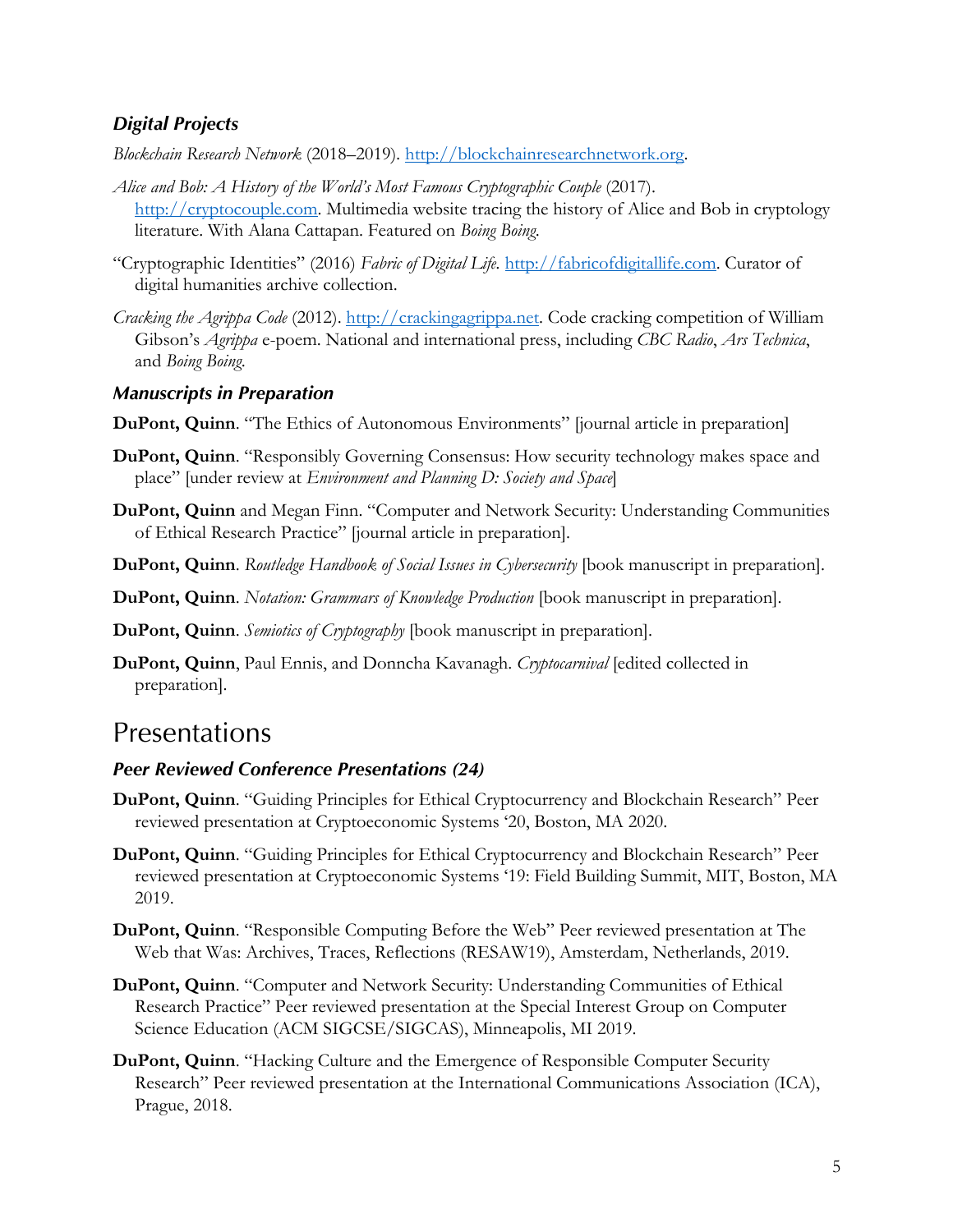### *Digital Projects*

*Blockchain Research Network* (2018–2019). http://blockchainresearchnetwork.org.

*Alice and Bob: A History of the World's Most Famous Cryptographic Couple* (2017). http://cryptocouple.com. Multimedia website tracing the history of Alice and Bob in cryptology literature. With Alana Cattapan. Featured on *Boing Boing*.

"Cryptographic Identities" (2016) *Fabric of Digital Life*. http://fabricofdigitallife.com. Curator of digital humanities archive collection.

*Cracking the Agrippa Code* (2012). http://crackingagrippa.net. Code cracking competition of William Gibson's *Agrippa* e-poem. National and international press, including *CBC Radio*, *Ars Technica*, and *Boing Boing*.

### *Manuscripts in Preparation*

**DuPont, Quinn**. "The Ethics of Autonomous Environments" [journal article in preparation]

**DuPont, Quinn**. "Responsibly Governing Consensus: How security technology makes space and place" [under review at *Environment and Planning D: Society and Space*]

**DuPont, Quinn** and Megan Finn. "Computer and Network Security: Understanding Communities of Ethical Research Practice" [journal article in preparation].

**DuPont, Quinn**. *Routledge Handbook of Social Issues in Cybersecurity* [book manuscript in preparation].

**DuPont, Quinn**. *Notation: Grammars of Knowledge Production* [book manuscript in preparation].

**DuPont, Quinn**. *Semiotics of Cryptography* [book manuscript in preparation].

**DuPont, Quinn**, Paul Ennis, and Donncha Kavanagh. *Cryptocarnival* [edited collected in preparation].

## Presentations

### *Peer Reviewed Conference Presentations (24)*

**DuPont, Quinn**. "Guiding Principles for Ethical Cryptocurrency and Blockchain Research" Peer reviewed presentation at Cryptoeconomic Systems '20, Boston, MA 2020.

**DuPont, Quinn**. "Guiding Principles for Ethical Cryptocurrency and Blockchain Research" Peer reviewed presentation at Cryptoeconomic Systems '19: Field Building Summit, MIT, Boston, MA 2019.

**DuPont, Quinn**. "Responsible Computing Before the Web" Peer reviewed presentation at The Web that Was: Archives, Traces, Reflections (RESAW19), Amsterdam, Netherlands, 2019.

**DuPont, Quinn**. "Computer and Network Security: Understanding Communities of Ethical Research Practice" Peer reviewed presentation at the Special Interest Group on Computer Science Education (ACM SIGCSE/SIGCAS), Minneapolis, MI 2019.

**DuPont, Quinn**. "Hacking Culture and the Emergence of Responsible Computer Security Research" Peer reviewed presentation at the International Communications Association (ICA), Prague, 2018.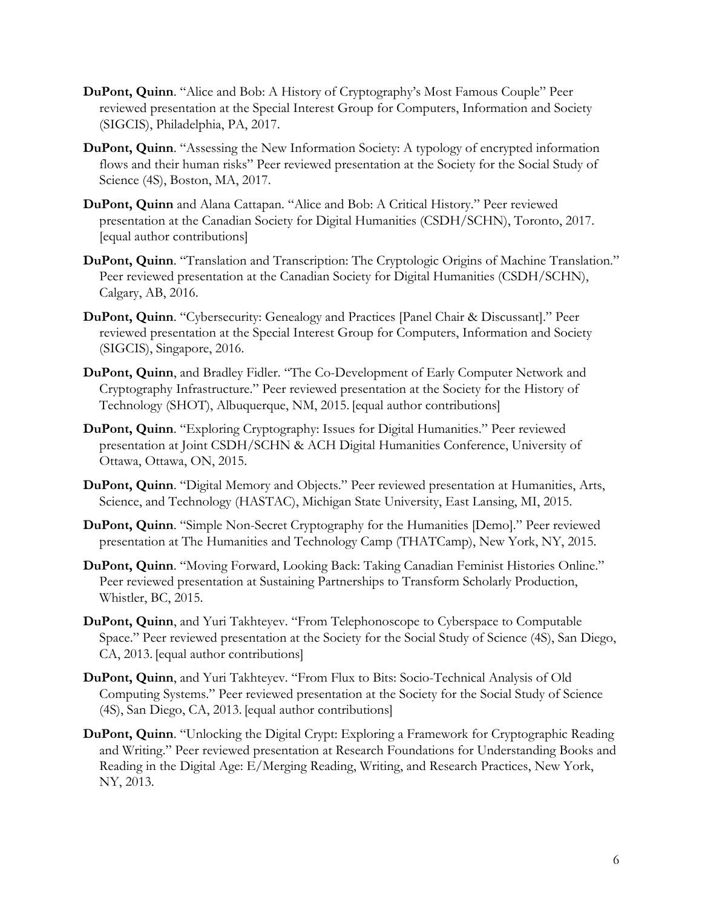**DuPont, Quinn**. "Alice and Bob: A History of Cryptography's Most Famous Couple" Peer reviewed presentation at the Special Interest Group for Computers, Information and Society (SIGCIS), Philadelphia, PA, 2017.

**DuPont, Quinn**. "Assessing the New Information Society: A typology of encrypted information flows and their human risks" Peer reviewed presentation at the Society for the Social Study of Science (4S), Boston, MA, 2017.

**DuPont, Quinn** and Alana Cattapan. "Alice and Bob: A Critical History." Peer reviewed presentation at the Canadian Society for Digital Humanities (CSDH/SCHN), Toronto, 2017. [equal author contributions]

**DuPont, Quinn**. "Translation and Transcription: The Cryptologic Origins of Machine Translation." Peer reviewed presentation at the Canadian Society for Digital Humanities (CSDH/SCHN), Calgary, AB, 2016.

**DuPont, Quinn**. "Cybersecurity: Genealogy and Practices [Panel Chair & Discussant]." Peer reviewed presentation at the Special Interest Group for Computers, Information and Society (SIGCIS), Singapore, 2016.

**DuPont, Quinn**, and Bradley Fidler. "The Co-Development of Early Computer Network and Cryptography Infrastructure." Peer reviewed presentation at the Society for the History of Technology (SHOT), Albuquerque, NM, 2015. [equal author contributions]

**DuPont, Quinn**. "Exploring Cryptography: Issues for Digital Humanities." Peer reviewed presentation at Joint CSDH/SCHN & ACH Digital Humanities Conference, University of Ottawa, Ottawa, ON, 2015.

**DuPont, Quinn**. "Digital Memory and Objects." Peer reviewed presentation at Humanities, Arts, Science, and Technology (HASTAC), Michigan State University, East Lansing, MI, 2015.

**DuPont, Quinn**. "Simple Non-Secret Cryptography for the Humanities [Demo]." Peer reviewed presentation at The Humanities and Technology Camp (THATCamp), New York, NY, 2015.

**DuPont, Quinn**. "Moving Forward, Looking Back: Taking Canadian Feminist Histories Online." Peer reviewed presentation at Sustaining Partnerships to Transform Scholarly Production, Whistler, BC, 2015.

**DuPont, Quinn**, and Yuri Takhteyev. "From Telephonoscope to Cyberspace to Computable Space." Peer reviewed presentation at the Society for the Social Study of Science (4S), San Diego, CA, 2013. [equal author contributions]

**DuPont, Quinn**, and Yuri Takhteyev. "From Flux to Bits: Socio-Technical Analysis of Old Computing Systems." Peer reviewed presentation at the Society for the Social Study of Science (4S), San Diego, CA, 2013. [equal author contributions]

**DuPont, Quinn**. "Unlocking the Digital Crypt: Exploring a Framework for Cryptographic Reading and Writing." Peer reviewed presentation at Research Foundations for Understanding Books and Reading in the Digital Age: E/Merging Reading, Writing, and Research Practices, New York, NY, 2013.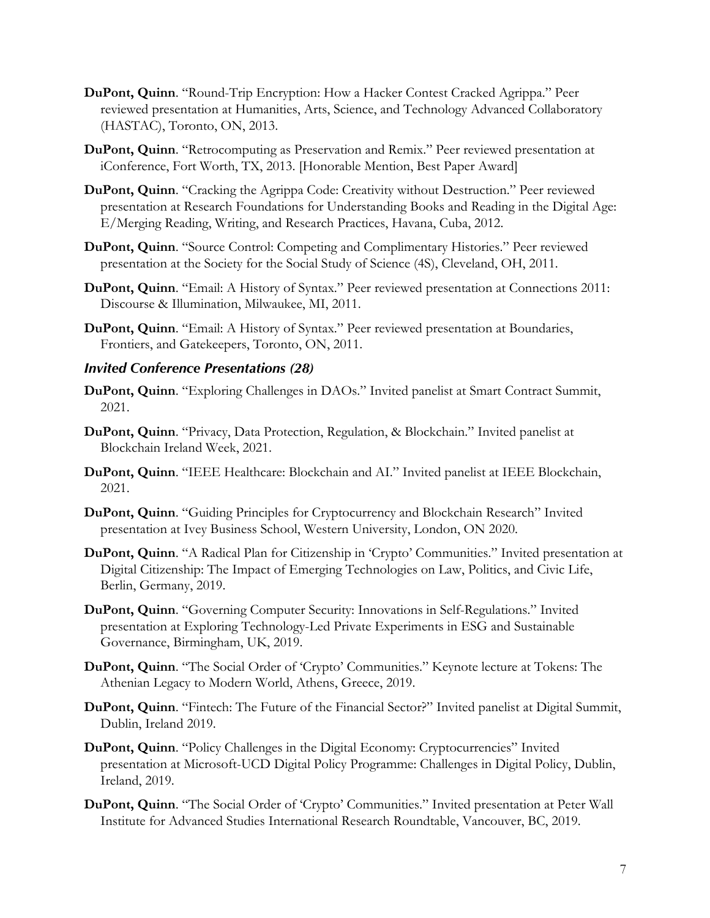**DuPont, Quinn**. "Round-Trip Encryption: How a Hacker Contest Cracked Agrippa." Peer reviewed presentation at Humanities, Arts, Science, and Technology Advanced Collaboratory (HASTAC), Toronto, ON, 2013.

**DuPont, Quinn**. "Retrocomputing as Preservation and Remix." Peer reviewed presentation at iConference, Fort Worth, TX, 2013. [Honorable Mention, Best Paper Award]

**DuPont, Quinn**. "Cracking the Agrippa Code: Creativity without Destruction." Peer reviewed presentation at Research Foundations for Understanding Books and Reading in the Digital Age: E/Merging Reading, Writing, and Research Practices, Havana, Cuba, 2012.

**DuPont, Quinn**. "Source Control: Competing and Complimentary Histories." Peer reviewed presentation at the Society for the Social Study of Science (4S), Cleveland, OH, 2011.

**DuPont, Quinn**. "Email: A History of Syntax." Peer reviewed presentation at Connections 2011: Discourse & Illumination, Milwaukee, MI, 2011.

**DuPont, Quinn**. "Email: A History of Syntax." Peer reviewed presentation at Boundaries, Frontiers, and Gatekeepers, Toronto, ON, 2011.

### *Invited Conference Presentations (28)*

**DuPont, Quinn**. "Exploring Challenges in DAOs." Invited panelist at Smart Contract Summit, 2021.

**DuPont, Quinn**. "Privacy, Data Protection, Regulation, & Blockchain." Invited panelist at Blockchain Ireland Week, 2021.

**DuPont, Quinn**. "IEEE Healthcare: Blockchain and AI." Invited panelist at IEEE Blockchain, 2021.

**DuPont, Quinn**. "Guiding Principles for Cryptocurrency and Blockchain Research" Invited presentation at Ivey Business School, Western University, London, ON 2020.

**DuPont, Quinn**. "A Radical Plan for Citizenship in 'Crypto' Communities." Invited presentation at Digital Citizenship: The Impact of Emerging Technologies on Law, Politics, and Civic Life, Berlin, Germany, 2019.

**DuPont, Quinn**. "Governing Computer Security: Innovations in Self-Regulations." Invited presentation at Exploring Technology-Led Private Experiments in ESG and Sustainable Governance, Birmingham, UK, 2019.

**DuPont, Quinn**. "The Social Order of 'Crypto' Communities." Keynote lecture at Tokens: The Athenian Legacy to Modern World, Athens, Greece, 2019.

**DuPont, Quinn**. "Fintech: The Future of the Financial Sector?" Invited panelist at Digital Summit, Dublin, Ireland 2019.

**DuPont, Quinn**. "Policy Challenges in the Digital Economy: Cryptocurrencies" Invited presentation at Microsoft-UCD Digital Policy Programme: Challenges in Digital Policy, Dublin, Ireland, 2019.

**DuPont, Quinn**. "The Social Order of 'Crypto' Communities." Invited presentation at Peter Wall Institute for Advanced Studies International Research Roundtable, Vancouver, BC, 2019.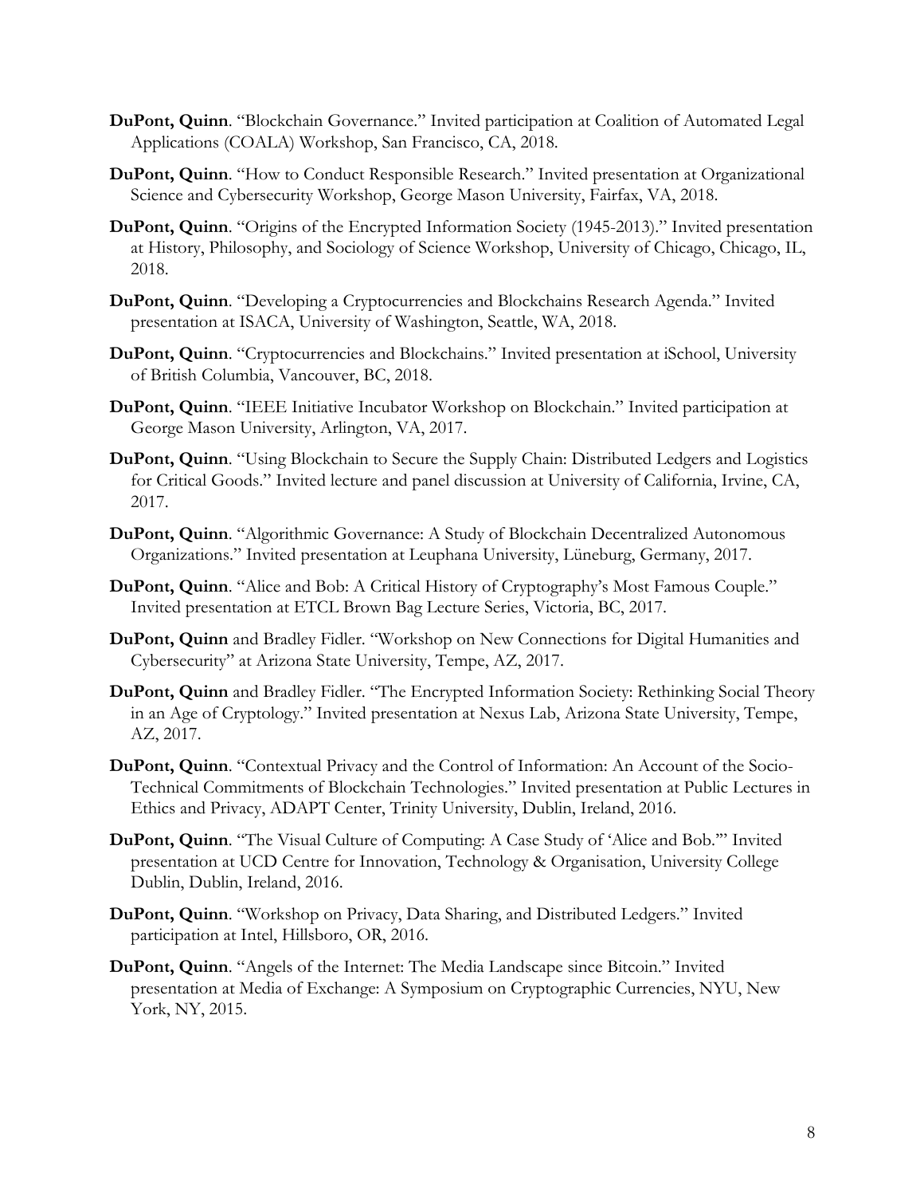**DuPont, Quinn**. "Blockchain Governance." Invited participation at Coalition of Automated Legal Applications (COALA) Workshop, San Francisco, CA, 2018.

**DuPont, Quinn**. "How to Conduct Responsible Research." Invited presentation at Organizational Science and Cybersecurity Workshop, George Mason University, Fairfax, VA, 2018.

**DuPont, Quinn**. "Origins of the Encrypted Information Society (1945-2013)." Invited presentation at History, Philosophy, and Sociology of Science Workshop, University of Chicago, Chicago, IL, 2018.

**DuPont, Quinn**. "Developing a Cryptocurrencies and Blockchains Research Agenda." Invited presentation at ISACA, University of Washington, Seattle, WA, 2018.

**DuPont, Quinn**. "Cryptocurrencies and Blockchains." Invited presentation at iSchool, University of British Columbia, Vancouver, BC, 2018.

**DuPont, Quinn**. "IEEE Initiative Incubator Workshop on Blockchain." Invited participation at George Mason University, Arlington, VA, 2017.

**DuPont, Quinn**. "Using Blockchain to Secure the Supply Chain: Distributed Ledgers and Logistics for Critical Goods." Invited lecture and panel discussion at University of California, Irvine, CA, 2017.

**DuPont, Quinn**. "Algorithmic Governance: A Study of Blockchain Decentralized Autonomous Organizations." Invited presentation at Leuphana University, Lüneburg, Germany, 2017.

**DuPont, Quinn**. "Alice and Bob: A Critical History of Cryptography's Most Famous Couple." Invited presentation at ETCL Brown Bag Lecture Series, Victoria, BC, 2017.

**DuPont, Quinn** and Bradley Fidler. "Workshop on New Connections for Digital Humanities and Cybersecurity" at Arizona State University, Tempe, AZ, 2017.

**DuPont, Quinn** and Bradley Fidler. "The Encrypted Information Society: Rethinking Social Theory in an Age of Cryptology." Invited presentation at Nexus Lab, Arizona State University, Tempe, AZ, 2017.

**DuPont, Quinn**. "Contextual Privacy and the Control of Information: An Account of the Socio-Technical Commitments of Blockchain Technologies." Invited presentation at Public Lectures in Ethics and Privacy, ADAPT Center, Trinity University, Dublin, Ireland, 2016.

**DuPont, Quinn**. "The Visual Culture of Computing: A Case Study of 'Alice and Bob.'" Invited presentation at UCD Centre for Innovation, Technology & Organisation, University College Dublin, Dublin, Ireland, 2016.

**DuPont, Quinn**. "Workshop on Privacy, Data Sharing, and Distributed Ledgers." Invited participation at Intel, Hillsboro, OR, 2016.

**DuPont, Quinn**. "Angels of the Internet: The Media Landscape since Bitcoin." Invited presentation at Media of Exchange: A Symposium on Cryptographic Currencies, NYU, New York, NY, 2015.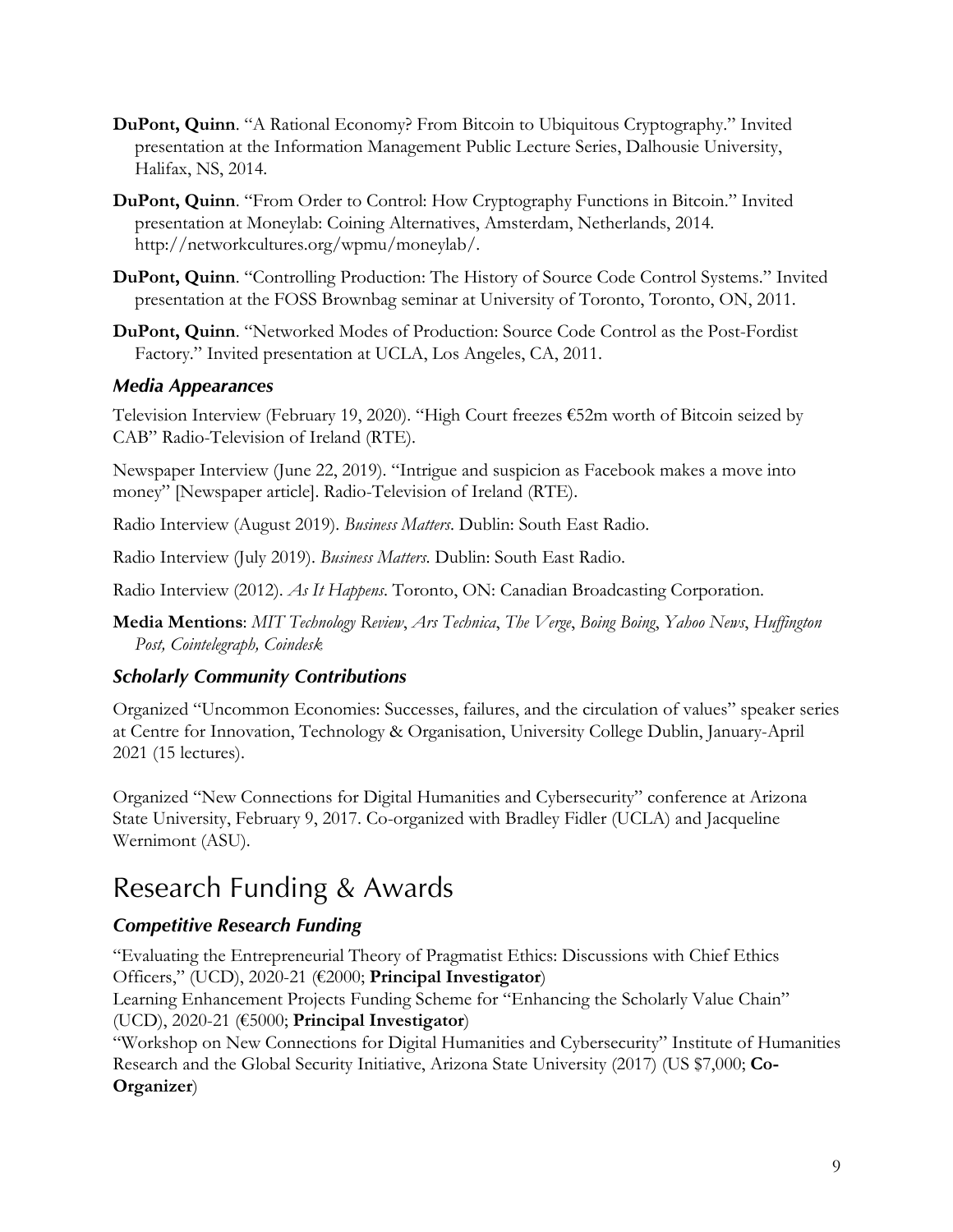**DuPont, Quinn**. "A Rational Economy? From Bitcoin to Ubiquitous Cryptography." Invited presentation at the Information Management Public Lecture Series, Dalhousie University, Halifax, NS, 2014.

**DuPont, Quinn**. "From Order to Control: How Cryptography Functions in Bitcoin." Invited presentation at Moneylab: Coining Alternatives, Amsterdam, Netherlands, 2014. http://networkcultures.org/wpmu/moneylab/.

**DuPont, Quinn**. "Controlling Production: The History of Source Code Control Systems." Invited presentation at the FOSS Brownbag seminar at University of Toronto, Toronto, ON, 2011.

**DuPont, Quinn**. "Networked Modes of Production: Source Code Control as the Post-Fordist Factory." Invited presentation at UCLA, Los Angeles, CA, 2011.

### *Media Appearances*

Television Interview (February 19, 2020). "High Court freezes €52m worth of Bitcoin seized by CAB" Radio-Television of Ireland (RTE).

Newspaper Interview (June 22, 2019). "Intrigue and suspicion as Facebook makes a move into money" [Newspaper article]. Radio-Television of Ireland (RTE).

Radio Interview (August 2019). *Business Matters*. Dublin: South East Radio.

Radio Interview (July 2019). *Business Matters*. Dublin: South East Radio.

Radio Interview (2012). *As It Happens*. Toronto, ON: Canadian Broadcasting Corporation.

**Media Mentions**: *MIT Technology Review*, *Ars Technica*, *The Verge*, *Boing Boing*, *Yahoo News*, *Huffington Post, Cointelegraph, Coindesk*

### *Scholarly Community Contributions*

Organized "Uncommon Economies: Successes, failures, and the circulation of values" speaker series at Centre for Innovation, Technology & Organisation, University College Dublin, January-April 2021 (15 lectures).

Organized "New Connections for Digital Humanities and Cybersecurity" conference at Arizona State University, February 9, 2017. Co-organized with Bradley Fidler (UCLA) and Jacqueline Wernimont (ASU).

## Research Funding & Awards

### *Competitive Research Funding*

"Evaluating the Entrepreneurial Theory of Pragmatist Ethics: Discussions with Chief Ethics Officers," (UCD), 2020-21 (€2000; **Principal Investigator**)

Learning Enhancement Projects Funding Scheme for "Enhancing the Scholarly Value Chain" (UCD), 2020-21 (€5000; **Principal Investigator**)

"Workshop on New Connections for Digital Humanities and Cybersecurity" Institute of Humanities Research and the Global Security Initiative, Arizona State University (2017) (US $7,000; **Co-Organizer**)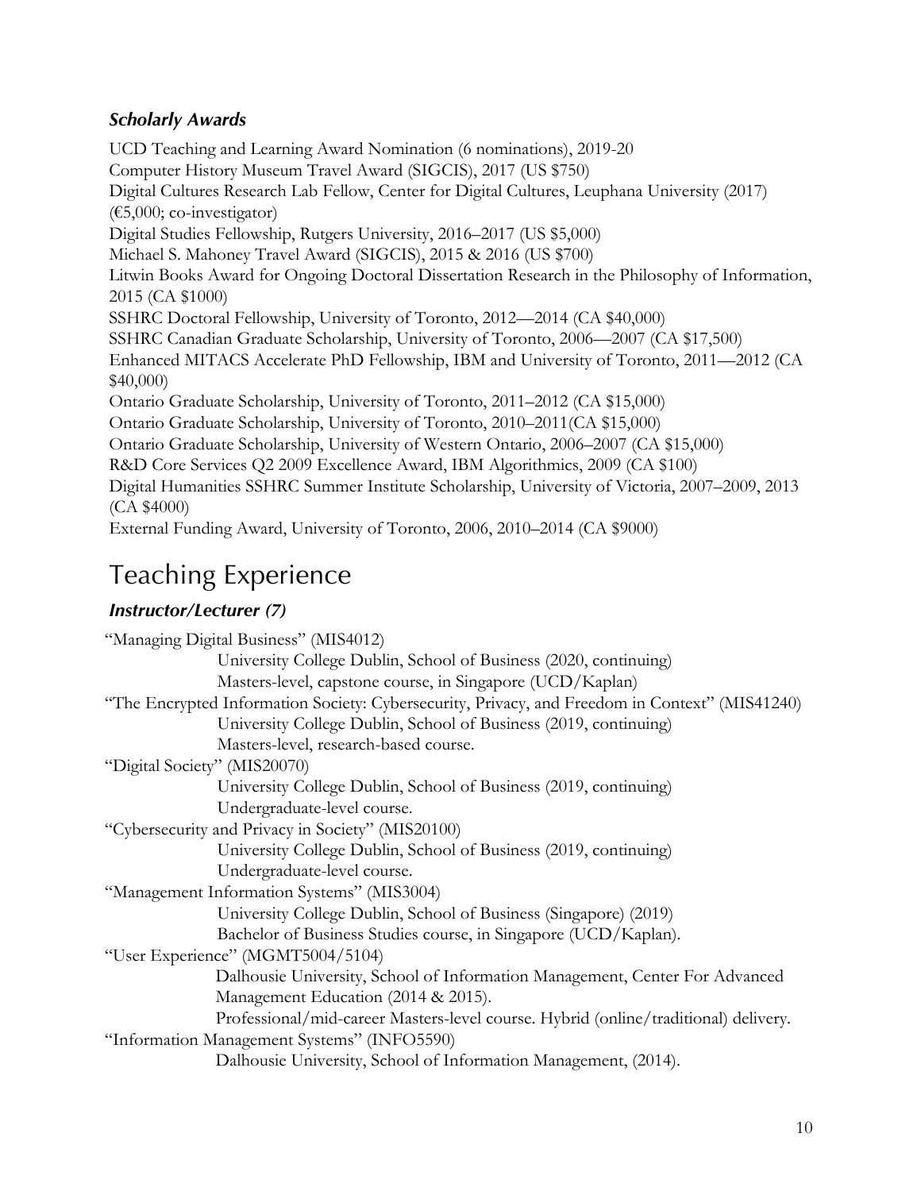### *Scholarly Awards*

UCD Teaching and Learning Award Nomination (6 nominations), 2019-20
Computer History Museum Travel Award (SIGCIS), 2017 (US $750)
Digital Cultures Research Lab Fellow, Center for Digital Cultures, Leuphana University (2017) (€5,000; co-investigator)
Digital Studies Fellowship, Rutgers University, 2016–2017 (US $5,000)
Michael S. Mahoney Travel Award (SIGCIS), 2015 & 2016 (US $700)
Litwin Books Award for Ongoing Doctoral Dissertation Research in the Philosophy of Information, 2015 (CA $1000)
SSHRC Doctoral Fellowship, University of Toronto, 2012—2014 (CA $40,000)
SSHRC Canadian Graduate Scholarship, University of Toronto, 2006—2007 (CA $17,500)
Enhanced MITACS Accelerate PhD Fellowship, IBM and University of Toronto, 2011—2012 (CA $40,000)
Ontario Graduate Scholarship, University of Toronto, 2011–2012 (CA $15,000)
Ontario Graduate Scholarship, University of Toronto, 2010–2011(CA $15,000)
Ontario Graduate Scholarship, University of Western Ontario, 2006–2007 (CA $15,000)
R&D Core Services Q2 2009 Excellence Award, IBM Algorithmics, 2009 (CA $100)
Digital Humanities SSHRC Summer Institute Scholarship, University of Victoria, 2007–2009, 2013 (CA $4000)
External Funding Award, University of Toronto, 2006, 2010–2014 (CA $9000)

## Teaching Experience

### *Instructor/Lecturer (7)*

"Managing Digital Business" (MIS4012)
University College Dublin, School of Business (2020, continuing)
Masters-level, capstone course, in Singapore (UCD/Kaplan)

"The Encrypted Information Society: Cybersecurity, Privacy, and Freedom in Context" (MIS41240)
University College Dublin, School of Business (2019, continuing)
Masters-level, research-based course.

"Digital Society" (MIS20070)
University College Dublin, School of Business (2019, continuing)
Undergraduate-level course.

"Cybersecurity and Privacy in Society" (MIS20100)
University College Dublin, School of Business (2019, continuing)
Undergraduate-level course.

"Management Information Systems" (MIS3004)
University College Dublin, School of Business (Singapore) (2019)
Bachelor of Business Studies course, in Singapore (UCD/Kaplan).

"User Experience" (MGMT5004/5104)
Dalhousie University, School of Information Management, Center For Advanced Management Education (2014 & 2015).
Professional/mid-career Masters-level course. Hybrid (online/traditional) delivery.

"Information Management Systems" (INFO5590)
Dalhousie University, School of Information Management, (2014).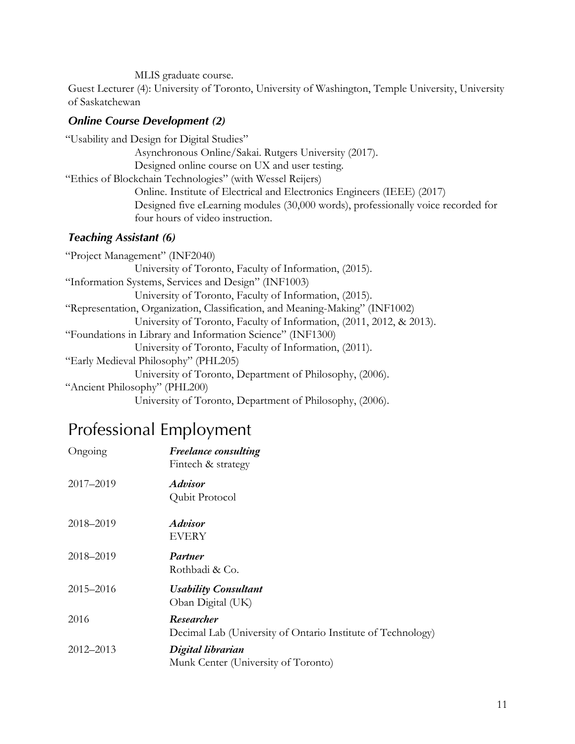MLIS graduate course.

Guest Lecturer (4): University of Toronto, University of Washington, Temple University, University of Saskatchewan

### *Online Course Development (2)*

"Usability and Design for Digital Studies"
Asynchronous Online/Sakai. Rutgers University (2017).
Designed online course on UX and user testing.

"Ethics of Blockchain Technologies" (with Wessel Reijers)
Online. Institute of Electrical and Electronics Engineers (IEEE) (2017)
Designed five eLearning modules (30,000 words), professionally voice recorded for four hours of video instruction.

### *Teaching Assistant (6)*

"Project Management" (INF2040)
University of Toronto, Faculty of Information, (2015).

"Information Systems, Services and Design" (INF1003)
University of Toronto, Faculty of Information, (2015).

"Representation, Organization, Classification, and Meaning-Making" (INF1002)
University of Toronto, Faculty of Information, (2011, 2012, & 2013).

"Foundations in Library and Information Science" (INF1300)
University of Toronto, Faculty of Information, (2011).

"Early Medieval Philosophy" (PHL205)
University of Toronto, Department of Philosophy, (2006).

"Ancient Philosophy" (PHL200)
University of Toronto, Department of Philosophy, (2006).

## Professional Employment

Ongoing — ***Freelance consulting***
Fintech & strategy

2017–2019 — ***Advisor***
Qubit Protocol

2018–2019 — ***Advisor***
EVERY

2018–2019 — ***Partner***
Rothbadi & Co.

2015–2016 — ***Usability Consultant***
Oban Digital (UK)

2016 — ***Researcher***
Decimal Lab (University of Ontario Institute of Technology)

2012–2013 — ***Digital librarian***
Munk Center (University of Toronto)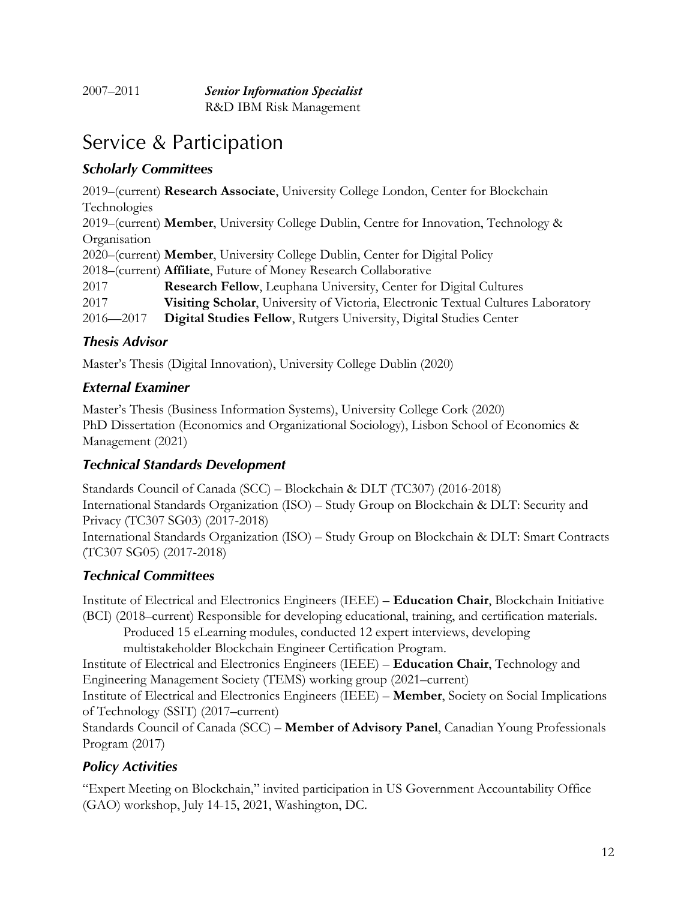2007–2011 ***Senior Information Specialist***
R&D IBM Risk Management

# Service & Participation

### *Scholarly Committees*

2019–(current) **Research Associate**, University College London, Center for Blockchain Technologies
2019–(current) **Member**, University College Dublin, Centre for Innovation, Technology & Organisation
2020–(current) **Member**, University College Dublin, Center for Digital Policy
2018–(current) **Affiliate**, Future of Money Research Collaborative
2017 **Research Fellow**, Leuphana University, Center for Digital Cultures
2017 **Visiting Scholar**, University of Victoria, Electronic Textual Cultures Laboratory
2016—2017 **Digital Studies Fellow**, Rutgers University, Digital Studies Center

### *Thesis Advisor*

Master's Thesis (Digital Innovation), University College Dublin (2020)

### *External Examiner*

Master's Thesis (Business Information Systems), University College Cork (2020)
PhD Dissertation (Economics and Organizational Sociology), Lisbon School of Economics & Management (2021)

### *Technical Standards Development*

Standards Council of Canada (SCC) – Blockchain & DLT (TC307) (2016-2018)
International Standards Organization (ISO) – Study Group on Blockchain & DLT: Security and Privacy (TC307 SG03) (2017-2018)
International Standards Organization (ISO) – Study Group on Blockchain & DLT: Smart Contracts (TC307 SG05) (2017-2018)

### *Technical Committees*

Institute of Electrical and Electronics Engineers (IEEE) – **Education Chair**, Blockchain Initiative (BCI) (2018–current) Responsible for developing educational, training, and certification materials.
Produced 15 eLearning modules, conducted 12 expert interviews, developing multistakeholder Blockchain Engineer Certification Program.
Institute of Electrical and Electronics Engineers (IEEE) – **Education Chair**, Technology and Engineering Management Society (TEMS) working group (2021–current)
Institute of Electrical and Electronics Engineers (IEEE) – **Member**, Society on Social Implications of Technology (SSIT) (2017–current)
Standards Council of Canada (SCC) – **Member of Advisory Panel**, Canadian Young Professionals Program (2017)

### *Policy Activities*

"Expert Meeting on Blockchain," invited participation in US Government Accountability Office (GAO) workshop, July 14-15, 2021, Washington, DC.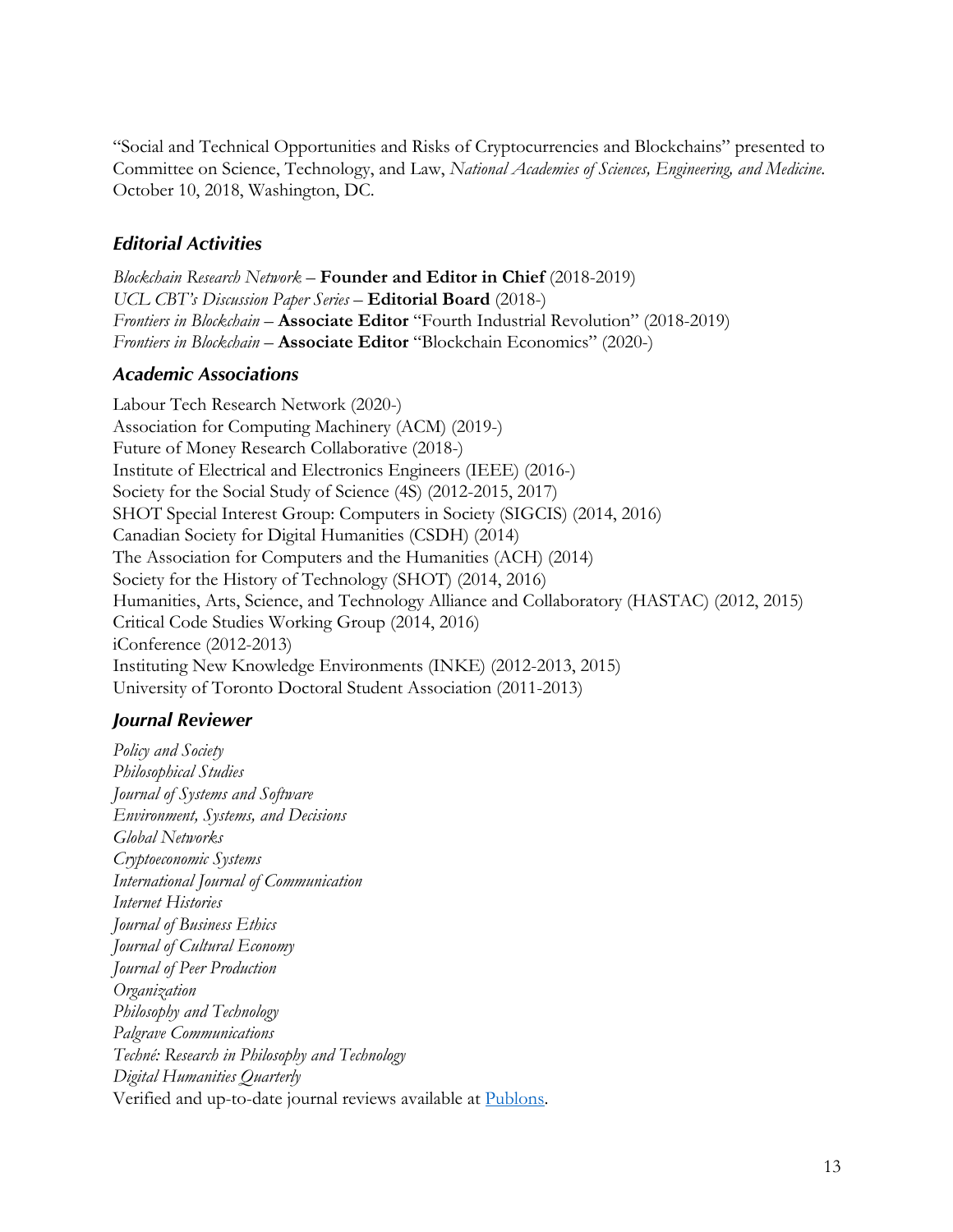"Social and Technical Opportunities and Risks of Cryptocurrencies and Blockchains" presented to Committee on Science, Technology, and Law, *National Academies of Sciences, Engineering, and Medicine*. October 10, 2018, Washington, DC.

### *Editorial Activities*

*Blockchain Research Network* – **Founder and Editor in Chief** (2018-2019)
*UCL CBT's Discussion Paper Series* – **Editorial Board** (2018-)
*Frontiers in Blockchain* – **Associate Editor** "Fourth Industrial Revolution" (2018-2019)
*Frontiers in Blockchain* – **Associate Editor** "Blockchain Economics" (2020-)

### *Academic Associations*

Labour Tech Research Network (2020-)
Association for Computing Machinery (ACM) (2019-)
Future of Money Research Collaborative (2018-)
Institute of Electrical and Electronics Engineers (IEEE) (2016-)
Society for the Social Study of Science (4S) (2012-2015, 2017)
SHOT Special Interest Group: Computers in Society (SIGCIS) (2014, 2016)
Canadian Society for Digital Humanities (CSDH) (2014)
The Association for Computers and the Humanities (ACH) (2014)
Society for the History of Technology (SHOT) (2014, 2016)
Humanities, Arts, Science, and Technology Alliance and Collaboratory (HASTAC) (2012, 2015)
Critical Code Studies Working Group (2014, 2016)
iConference (2012-2013)
Instituting New Knowledge Environments (INKE) (2012-2013, 2015)
University of Toronto Doctoral Student Association (2011-2013)

### *Journal Reviewer*

*Policy and Society*
*Philosophical Studies*
*Journal of Systems and Software*
*Environment, Systems, and Decisions*
*Global Networks*
*Cryptoeconomic Systems*
*International Journal of Communication*
*Internet Histories*
*Journal of Business Ethics*
*Journal of Cultural Economy*
*Journal of Peer Production*
*Organization*
*Philosophy and Technology*
*Palgrave Communications*
*Techné: Research in Philosophy and Technology*
*Digital Humanities Quarterly*
Verified and up-to-date journal reviews available at Publons.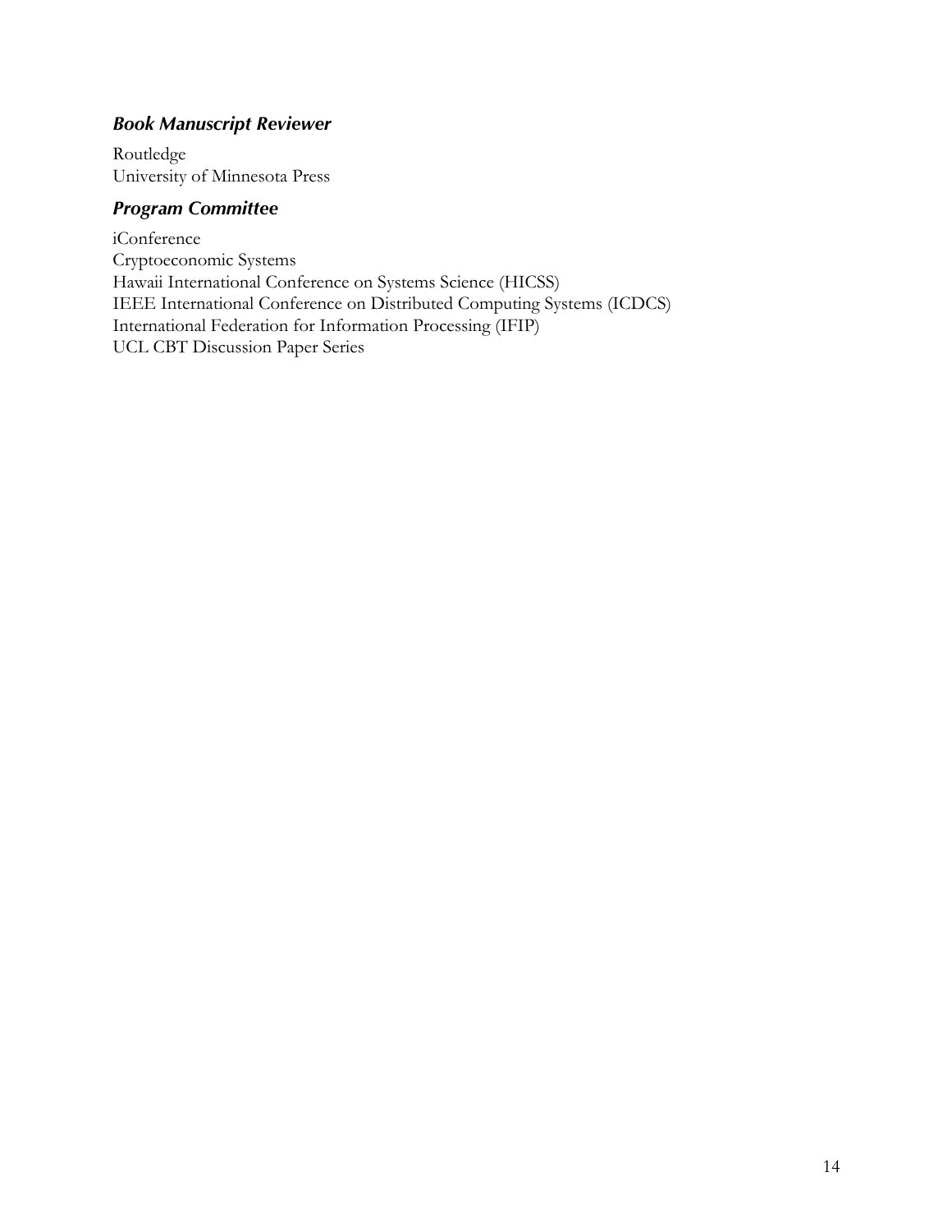### *Book Manuscript Reviewer*

Routledge
University of Minnesota Press

### *Program Committee*

iConference
Cryptoeconomic Systems
Hawaii International Conference on Systems Science (HICSS)
IEEE International Conference on Distributed Computing Systems (ICDCS)
International Federation for Information Processing (IFIP)
UCL CBT Discussion Paper Series